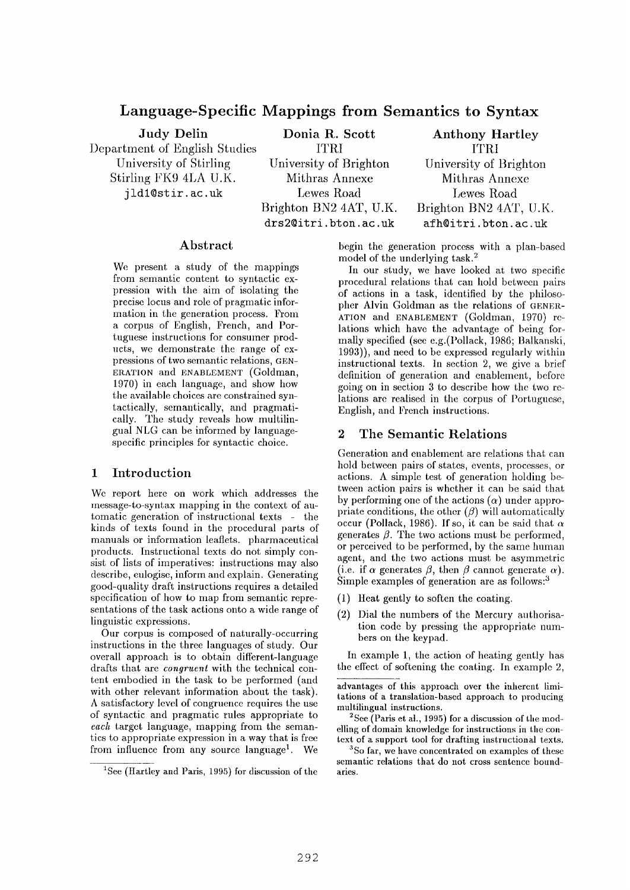# Language-Specific Mappings from Semantics to Syntax

**Judy Delin**
Department of English Studies
University of Stirling
Stirling FK9 4LA U.K.
jld1@stir.ac.uk

**Donia R. Scott**
ITRI
University of Brighton
Mithras Annexe
Lewes Road
Brighton BN2 4AT, U.K.
drs2@itri.bton.ac.uk

**Anthony Hartley**
ITRI
University of Brighton
Mithras Annexe
Lewes Road
Brighton BN2 4AT, U.K.
afh@itri.bton.ac.uk

## Abstract

We present a study of the mappings from semantic content to syntactic expression with the aim of isolating the precise locus and role of pragmatic information in the generation process. From a corpus of English, French, and Portuguese instructions for consumer products, we demonstrate the range of expressions of two semantic relations, GENERATION and ENABLEMENT (Goldman, 1970) in each language, and show how the available choices are constrained syntactically, semantically, and pragmatically. The study reveals how multilingual NLG can be informed by language-specific principles for syntactic choice.

## 1 Introduction

We report here on work which addresses the message-to-syntax mapping in the context of automatic generation of instructional texts - the kinds of texts found in the procedural parts of manuals or information leaflets. pharmaceutical products. Instructional texts do not simply consist of lists of imperatives: instructions may also describe, eulogise, inform and explain. Generating good-quality draft instructions requires a detailed specification of how to map from semantic representations of the task actions onto a wide range of linguistic expressions.

Our corpus is composed of naturally-occurring instructions in the three languages of study. Our overall approach is to obtain different-language drafts that are *congruent* with the technical content embodied in the task to be performed (and with other relevant information about the task). A satisfactory level of congruence requires the use of syntactic and pragmatic rules appropriate to *each* target language, mapping from the semantics to appropriate expression in a way that is free from influence from any source language[1]. We begin the generation process with a plan-based model of the underlying task.[2]

In our study, we have looked at two specific procedural relations that can hold between pairs of actions in a task, identified by the philosopher Alvin Goldman as the relations of GENERATION and ENABLEMENT (Goldman, 1970) relations which have the advantage of being formally specified (see e.g.(Pollack, 1986; Balkanski, 1993)), and need to be expressed regularly within instructional texts. In section 2, we give a brief definition of generation and enablement, before going on in section 3 to describe how the two relations are realised in the corpus of Portuguese, English, and French instructions.

## 2 The Semantic Relations

Generation and enablement are relations that can hold between pairs of states, events, processes, or actions. A simple test of generation holding between action pairs is whether it can be said that by performing one of the actions ($\alpha$) under appropriate conditions, the other ($\beta$) will automatically occur (Pollack, 1986). If so, it can be said that $\alpha$ generates $\beta$. The two actions must be performed, or perceived to be performed, by the same human agent, and the two actions must be asymmetric (i.e. if $\alpha$ generates $\beta$, then $\beta$ cannot generate $\alpha$). Simple examples of generation are as follows:[3]

(1) Heat gently to soften the coating.

(2) Dial the numbers of the Mercury authorisation code by pressing the appropriate numbers on the keypad.

In example 1, the action of heating gently has the effect of softening the coating. In example 2,

---

[1] See (Hartley and Paris, 1995) for discussion of the advantages of this approach over the inherent limitations of a translation-based approach to producing multilingual instructions.

[2] See (Paris et al., 1995) for a discussion of the modelling of domain knowledge for instructions in the context of a support tool for drafting instructional texts.

[3] So far, we have concentrated on examples of these semantic relations that do not cross sentence boundaries.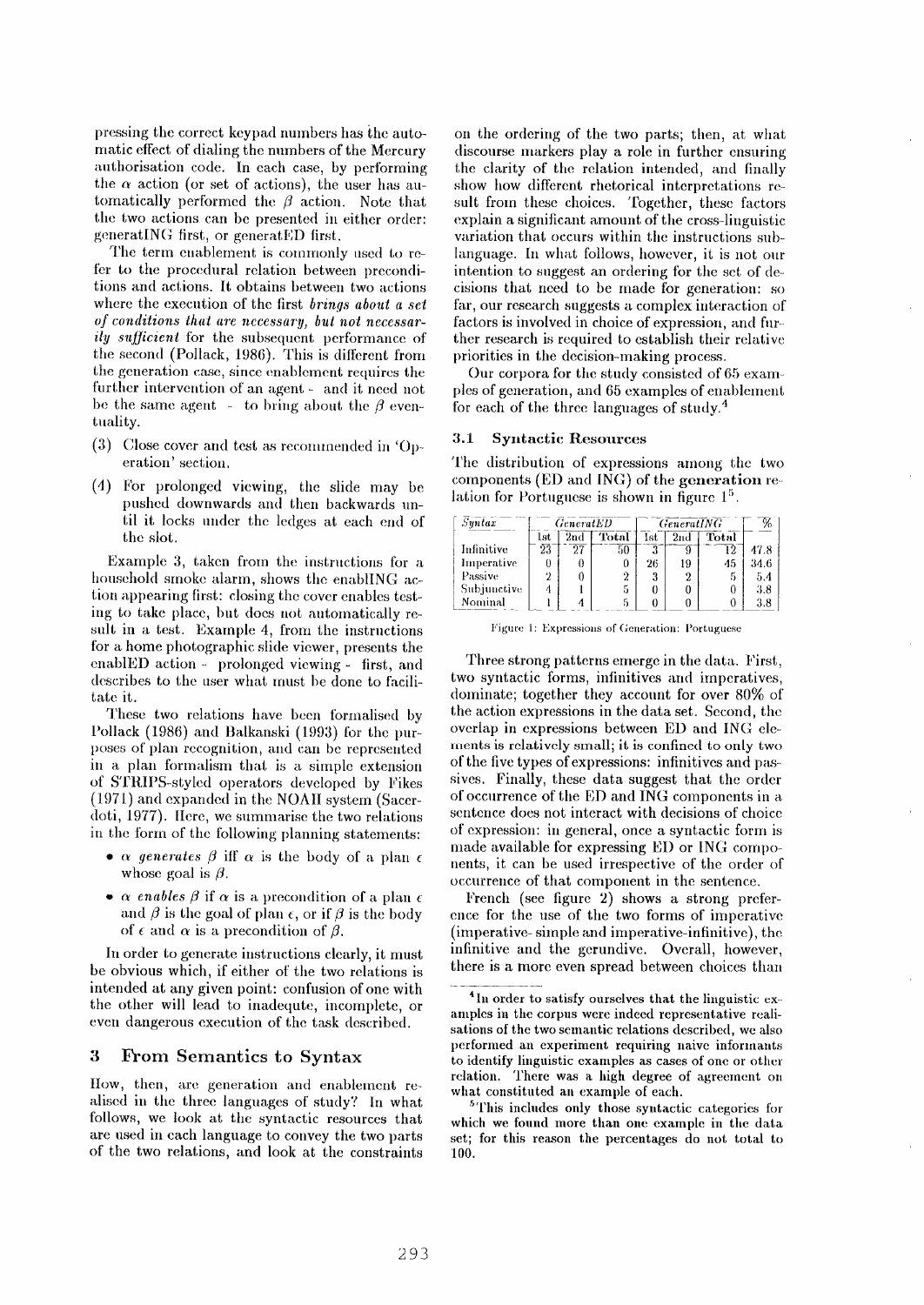pressing the correct keypad numbers has the automatic effect of dialing the numbers of the Mercury authorisation code. In each case, by performing the $\alpha$ action (or set of actions), the user has automatically performed the $\beta$ action. Note that the two actions can be presented in either order: generatING first, or generatED first.

The term enablement is commonly used to refer to the procedural relation between preconditions and actions. It obtains between two actions where the execution of the first *brings about a set of conditions that are necessary, but not necessarily sufficient* for the subsequent performance of the second (Pollack, 1986). This is different from the generation case, since enablement requires the further intervention of an agent – and it need not be the same agent – to bring about the $\beta$ eventuality.

(3) Close cover and test as recommended in 'Operation' section.

(4) For prolonged viewing, the slide may be pushed downwards and then backwards until it locks under the ledges at each end of the slot.

Example 3, taken from the instructions for a household smoke alarm, shows the enablING action appearing first: closing the cover enables testing to take place, but does not automatically result in a test. Example 4, from the instructions for a home photographic slide viewer, presents the enablED action – prolonged viewing – first, and describes to the user what must be done to facilitate it.

These two relations have been formalised by Pollack (1986) and Balkanski (1993) for the purposes of plan recognition, and can be represented in a plan formalism that is a simple extension of STRIPS-styled operators developed by Fikes (1971) and expanded in the NOAH system (Sacerdoti, 1977). Here, we summarise the two relations in the form of the following planning statements:

- *$\alpha$ generates $\beta$* iff $\alpha$ is the body of a plan $\epsilon$ whose goal is $\beta$.
- *$\alpha$ enables $\beta$* if $\alpha$ is a precondition of a plan $\epsilon$ and $\beta$ is the goal of plan $\epsilon$, or if $\beta$ is the body of $\epsilon$ and $\alpha$ is a precondition of $\beta$.

In order to generate instructions clearly, it must be obvious which, if either of the two relations is intended at any given point: confusion of one with the other will lead to inadequte, incomplete, or even dangerous execution of the task described.

## 3 From Semantics to Syntax

How, then, are generation and enablement realised in the three languages of study? In what follows, we look at the syntactic resources that are used in each language to convey the two parts of the two relations, and look at the constraints on the ordering of the two parts; then, at what discourse markers play a role in further ensuring the clarity of the relation intended, and finally show how different rhetorical interpretations result from these choices. Together, these factors explain a significant amount of the cross-linguistic variation that occurs within the instructions sublanguage. In what follows, however, it is not our intention to suggest an ordering for the set of decisions that need to be made for generation: so far, our research suggests a complex interaction of factors is involved in choice of expression, and further research is required to establish their relative priorities in the decision-making process.

Our corpora for the study consisted of 65 examples of generation, and 65 examples of enablement for each of the three languages of study.[4]

### 3.1 Syntactic Resources

The distribution of expressions among the two components (ED and ING) of the **generation** relation for Portuguese is shown in figure 1[5].

| *Syntax* | GeneratED | | | GeneratING | | | % |
|---|---|---|---|---|---|---|---|
| | 1st | 2nd | Total | 1st | 2nd | Total | |
| Infinitive | 23 | 27 | 50 | 3 | 9 | 12 | 47.8 |
| Imperative | 0 | 0 | 0 | 26 | 19 | 45 | 34.6 |
| Passive | 2 | 0 | 2 | 3 | 2 | 5 | 5.4 |
| Subjunctive | 4 | 1 | 5 | 0 | 0 | 0 | 3.8 |
| Nominal | 1 | 4 | 5 | 0 | 0 | 0 | 3.8 |

Figure 1: Expressions of Generation: Portuguese

Three strong patterns emerge in the data. First, two syntactic forms, infinitives and imperatives, dominate; together they account for over 80% of the action expressions in the data set. Second, the overlap in expressions between ED and ING elements is relatively small; it is confined to only two of the five types of expressions: infinitives and passives. Finally, these data suggest that the order of occurrence of the ED and ING components in a sentence does not interact with decisions of choice of expression: in general, once a syntactic form is made available for expressing ED or ING components, it can be used irrespective of the order of occurrence of that component in the sentence.

French (see figure 2) shows a strong preference for the use of the two forms of imperative (imperative-simple and imperative-infinitive), the infinitive and the gerundive. Overall, however, there is a more even spread between choices than

---

[4] In order to satisfy ourselves that the linguistic examples in the corpus were indeed representative realisations of the two semantic relations described, we also performed an experiment requiring naive informants to identify linguistic examples as cases of one or other relation. There was a high degree of agreement on what constituted an example of each.

[5] This includes only those syntactic categories for which we found more than one example in the data set; for this reason the percentages do not total to 100.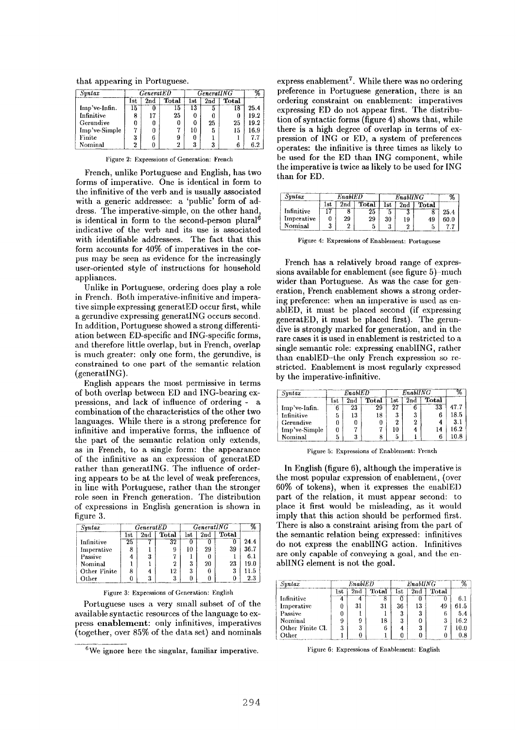that appearing in Portuguese.

| *Syntax* | *GeneratED* | | | *GeneratING* | | | % |
|---|---|---|---|---|---|---|---|
| | 1st | 2nd | Total | 1st | 2nd | Total | |
| Imp've-Infin. | 15 | 0 | 15 | 13 | 5 | 18 | 25.4 |
| Infinitive | 8 | 17 | 25 | 0 | 0 | 0 | 19.2 |
| Gerundive | 0 | 0 | 0 | 0 | 25 | 25 | 19.2 |
| Imp've-Simple | 7 | 0 | 7 | 10 | 5 | 15 | 16.9 |
| Finite | 3 | 6 | 9 | 0 | 1 | 1 | 7.7 |
| Nominal | 2 | 0 | 2 | 3 | 3 | 6 | 6.2 |

Figure 2: Expressions of Generation: French

French, unlike Portuguese and English, has two forms of imperative. One is identical in form to the infinitive of the verb and is usually associated with a generic addressee: a 'public' form of address. The imperative-simple, on the other hand, is identical in form to the second-person plural[6] indicative of the verb and its use is associated with identifiable addressees. The fact that this form accounts for 40% of imperatives in the corpus may be seen as evidence for the increasingly user-oriented style of instructions for household appliances.

Unlike in Portuguese, ordering does play a role in French. Both imperative-infinitive and imperative simple expressing generatED occur first, while a gerundive expressing generatING occurs second. In addition, Portuguese showed a strong differentiation between ED-specific and ING-specific forms, and therefore little overlap, but in French, overlap is much greater: only one form, the gerundive, is constrained to one part of the semantic relation (generatING).

English appears the most permissive in terms of both overlap between ED and ING-bearing expressions, and lack of influence of ordering - a combination of the characteristics of the other two languages. While there is a strong preference for infinitive and imperative forms, the influence of the part of the semantic relation only extends, as in French, to a single form: the appearance of the infinitive as an expression of generatED rather than generatING. The influence of ordering appears to be at the level of weak preferences, in line with Portuguese, rather than the stronger role seen in French generation. The distribution of expressions in English generation is shown in figure 3.

| *Syntax* | *GeneratED* | | | *GeneratING* | | | % |
|---|---|---|---|---|---|---|---|
| | 1st | 2nd | Total | 1st | 2nd | Total | |
| Infinitive | 25 | 7 | 32 | 0 | 0 | 0 | 24.4 |
| Imperative | 8 | 1 | 9 | 10 | 29 | 39 | 36.7 |
| Passive | 4 | 3 | 7 | 1 | 0 | 1 | 6.1 |
| Nominal | 1 | 1 | 2 | 3 | 20 | 23 | 19.0 |
| Other Finite | 8 | 4 | 12 | 3 | 0 | 3 | 11.5 |
| Other | 0 | 3 | 3 | 0 | 0 | 0 | 2.3 |

Figure 3: Expressions of Generation: English

Portuguese uses a very small subset of of the available syntactic resources of the language to express **enablement**: only infinitives, imperatives (together, over 85% of the data set) and nominals express enablement[7]. While there was no ordering preference in Portuguese generation, there is an ordering constraint on enablement: imperatives expressing ED do not appear first. The distribution of syntactic forms (figure 4) shows that, while there is a high degree of overlap in terms of expression of ING or ED, a system of preferences operates: the infinitive is three times as likely to be used for the ED than ING component, while the imperative is twice as likely to be used for ING than for ED.

| *Syntax* | *EnablED* | | | *EnablING* | | | % |
|---|---|---|---|---|---|---|---|
| | 1st | 2nd | Total | 1st | 2nd | Total | |
| Infinitive | 17 | 8 | 25 | 5 | 3 | 8 | 25.4 |
| Imperative | 0 | 29 | 29 | 30 | 19 | 49 | 60.0 |
| Nominal | 3 | 2 | 5 | 3 | 2 | 5 | 7.7 |

Figure 4: Expressions of Enablement: Portuguese

French has a relatively broad range of expressions available for enablement (see figure 5)–much wider than Portuguese. As was the case for generation, French enablement shows a strong ordering preference: when an imperative is used as enablED, it must be placed second (if expressing generatED, it must be placed first). The gerundive is strongly marked for generation, and in the rare cases it is used in enablement is restricted to a single semantic role: expressing enablING, rather than enablED–the only French expression so restricted. Enablement is most regularly expressed by the imperative-infinitive.

| *Syntax* | *EnablED* | | | *EnablING* | | | % |
|---|---|---|---|---|---|---|---|
| | 1st | 2nd | Total | 1st | 2nd | Total | |
| Imp've-Infin. | 6 | 23 | 29 | 27 | 6 | 33 | 47.7 |
| Infinitive | 5 | 13 | 18 | 3 | 3 | 6 | 18.5 |
| Gerundive | 0 | 0 | 0 | 2 | 2 | 4 | 3.1 |
| Imp've-Simple | 0 | 7 | 7 | 10 | 4 | 14 | 16.2 |
| Nominal | 5 | 3 | 8 | 5 | 1 | 6 | 10.8 |

Figure 5: Expressions of Enablement: French

In English (figure 6), although the imperative is the most popular expression of enablement, (over 60% of tokens), when it expresses the enablED part of the relation, it must appear second: to place it first would be misleading, as it would imply that this action should be performed first. There is also a constraint arising from the part of the semantic relation being expressed: infinitives do not express the enablING action. Infinitives are only capable of conveying a goal, and the enablING element is not the goal.

| *Syntax* | *EnablED* | | | *EnablING* | | | % |
|---|---|---|---|---|---|---|---|
| | 1st | 2nd | Total | 1st | 2nd | Total | |
| Infinitive | 4 | 4 | 8 | 0 | 0 | 0 | 6.1 |
| Imperative | 0 | 31 | 31 | 36 | 13 | 49 | 61.5 |
| Passive | 0 | 1 | 1 | 3 | 3 | 6 | 5.4 |
| Nominal | 9 | 9 | 18 | 3 | 0 | 3 | 16.2 |
| Other Finite Cl. | 3 | 3 | 6 | 4 | 3 | 7 | 10.0 |
| Other | 1 | 0 | 1 | 0 | 0 | 0 | 0.8 |

Figure 6: Expressions of Enablement: English

[6] We ignore here the singular, familiar imperative.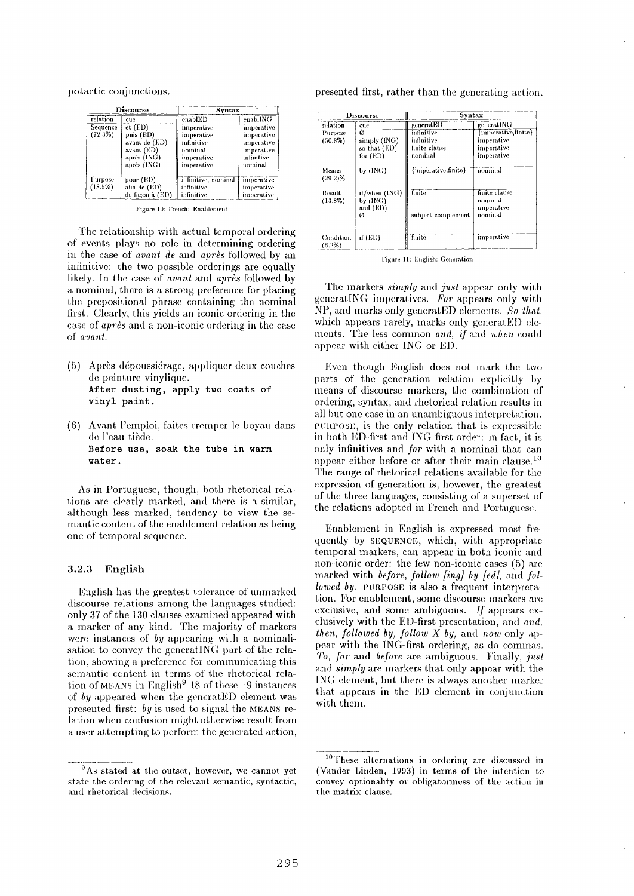potactic conjunctions.

| Discourse | | Syntax | |
|---|---|---|---|
| relation | cue | enablED | enablING |
| Sequence (72.3%) | et (ED) | imperative | imperative |
| | puis (ED) | imperative | imperative |
| | avant de (ED) | infinitive | imperative |
| | avant (ED) | nominal | imperative |
| | après (ING) | imperative | infinitive |
| | après (ING) | imperative | nominal |
| Purpose (18.5%) | pour (ED) | infinitive, nominal | imperative |
| | afin de (ED) | infinitive | imperative |
| | de façon à (ED) | infinitive | imperative |

Figure 10: French: Enablement

The relationship with actual temporal ordering of events plays no role in determining ordering in the case of *avant de* and *après* followed by an infinitive: the two possible orderings are equally likely. In the case of *avant* and *après* followed by a nominal, there is a strong preference for placing the prepositional phrase containing the nominal first. Clearly, this yields an iconic ordering in the case of *après* and a non-iconic ordering in the case of *avant*.

(5) Après dépoussiérage, appliquer deux couches de peinture vinylique.
`After dusting, apply two coats of vinyl paint.`

(6) Avant l'emploi, faites tremper le boyau dans de l'eau tiède.
`Before use, soak the tube in warm water.`

As in Portuguese, though, both rhetorical relations are clearly marked, and there is a similar, although less marked, tendency to view the semantic content of the enablement relation as being one of temporal sequence.

### 3.2.3 English

English has the greatest tolerance of unmarked discourse relations among the languages studied: only 37 of the 130 clauses examined appeared with a marker of any kind. The majority of markers were instances of *by* appearing with a nominalisation to convey the generatING part of the relation, showing a preference for communicating this semantic content in terms of the rhetorical relation of MEANS in English[9] 18 of these 19 instances of *by* appeared when the generatED element was presented first: *by* is used to signal the MEANS relation when confusion might otherwise result from a user attempting to perform the generated action, presented first, rather than the generating action.

| Discourse | | Syntax | |
|---|---|---|---|
| relation | cue | generatED | generatING |
| Purpose (50.8%) | ∅ | infinitive | {imperative,finite} |
| | simply (ING) | infinitive | imperative |
| | so that (ED) | finite clause | imperative |
| | for (ED) | nominal | imperative |
| Means (29.2)% | by (ING) | {imperative,finite} | nominal |
| Result (13.8%) | if/when (ING) | finite | finite clause |
| | by (ING) | | nominal |
| | and (ED) | | imperative |
| | ∅ | subject complement | nominal |
| Condition (6.2%) | if (ED) | finite | imperative |

Figure 11: English: Generation

The markers *simply* and *just* appear only with generatING imperatives. *For* appears only with NP, and marks only generatED elements. *So that*, which appears rarely, marks only generatED elements. The less common *and*, *if* and *when* could appear with either ING or ED.

Even though English does not mark the two parts of the generation relation explicitly by means of discourse markers, the combination of ordering, syntax, and rhetorical relation results in all but one case in an unambiguous interpretation. PURPOSE, is the only relation that is expressible in both ED-first and ING-first order: in fact, it is only infinitives and *for* with a nominal that can appear either before or after their main clause.[10] The range of rhetorical relations available for the expression of generation is, however, the greatest of the three languages, consisting of a superset of the relations adopted in French and Portuguese.

Enablement in English is expressed most frequently by SEQUENCE, which, with appropriate temporal markers, can appear in both iconic and non-iconic order: the few non-iconic cases (5) are marked with *before*, *follow [ing] by [ed]*, and *followed by*. PURPOSE is also a frequent interpretation. For enablement, some discourse markers are exclusive, and some ambiguous. *If* appears exclusively with the ED-first presentation, and *and*, *then*, *followed by*, *follow X by*, and *now* only appear with the ING-first ordering, as do commas. *To*, *for* and *before* are ambiguous. Finally, *just* and *simply* are markers that only appear with the ING element, but there is always another marker that appears in the ED element in conjunction with them.

---

[9] As stated at the outset, however, we cannot yet state the ordering of the relevant semantic, syntactic, and rhetorical decisions.

[10] These alternations in ordering are discussed in (Vander Linden, 1993) in terms of the intention to convey optionality or obligatoriness of the action in the matrix clause.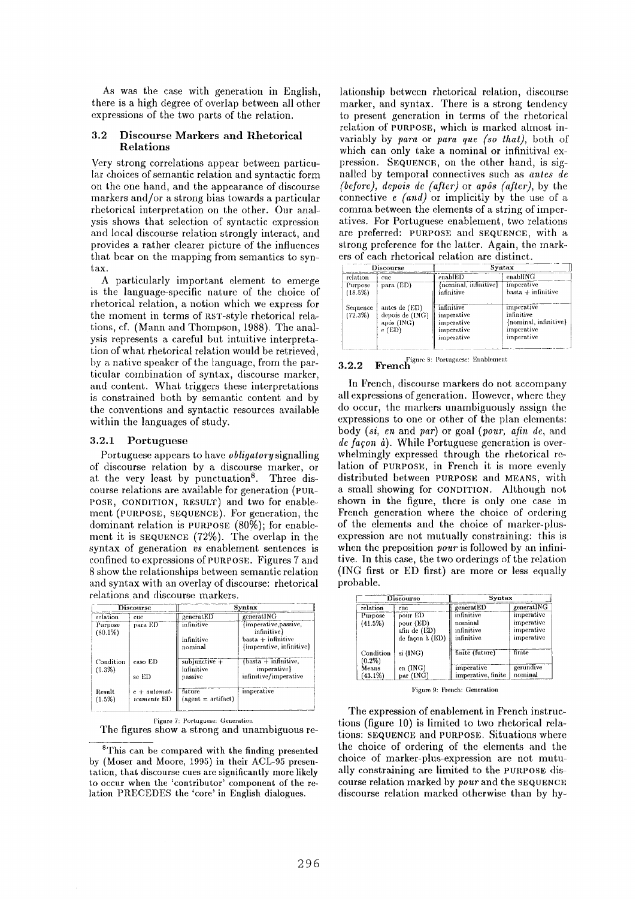As was the case with generation in English, there is a high degree of overlap between all other expressions of the two parts of the relation.

### 3.2 Discourse Markers and Rhetorical Relations

Very strong correlations appear between particular choices of semantic relation and syntactic form on the one hand, and the appearance of discourse markers and/or a strong bias towards a particular rhetorical interpretation on the other. Our analysis shows that selection of syntactic expression and local discourse relation strongly interact, and provides a rather clearer picture of the influences that bear on the mapping from semantics to syntax.

A particularly important element to emerge is the language-specific nature of the choice of rhetorical relation, a notion which we express for the moment in terms of RST-style rhetorical relations, cf. (Mann and Thompson, 1988). The analysis represents a careful but intuitive interpretation of what rhetorical relation would be retrieved, by a native speaker of the language, from the particular combination of syntax, discourse marker, and content. What triggers these interpretations is constrained both by semantic content and by the conventions and syntactic resources available within the languages of study.

#### 3.2.1 Portuguese

Portuguese appears to have *obligatory* signalling of discourse relation by a discourse marker, or at the very least by punctuation[8]. Three discourse relations are available for generation (PURPOSE, CONDITION, RESULT) and two for enablement (PURPOSE, SEQUENCE). For generation, the dominant relation is PURPOSE (80%); for enablement it is SEQUENCE (72%). The overlap in the syntax of generation *vs* enablement sentences is confined to expressions of PURPOSE. Figures 7 and 8 show the relationships between semantic relation and syntax with an overlay of discourse: rhetorical relations and discourse markers.

| Discourse | | Syntax | |
|---|---|---|---|
| relation | cue | generatED | generatING |
| Purpose (80.1%) | para ED | infinitive | {imperative,passive, infinitive} |
| | | infinitive | basta + infinitive |
| | | nominal | {imperative, infinitive} |
| Condition (9.3%) | caso ED | subjunctive + infinitive | {basta + infinitive, imperative} |
| | se ED | passive | infinitive/imperative |
| Result (1.5%) | e + *automaticamente* ED | future (agent = artifact) | imperative |

Figure 7: Portuguese: Generation

The figures show a strong and unambiguous relationship between rhetorical relation, discourse marker, and syntax. There is a strong tendency to present generation in terms of the rhetorical relation of PURPOSE, which is marked almost invariably by *para* or *para que (so that)*, both of which can only take a nominal or infinitival expression. SEQUENCE, on the other hand, is signalled by temporal connectives such as *antes de (before)*, *depois de (after)* or *após (after)*, by the connective *e (and)* or implicitly by the use of a comma between the elements of a string of imperatives. For Portuguese enablement, two relations are preferred: PURPOSE and SEQUENCE, with a strong preference for the latter. Again, the markers of each rhetorical relation are distinct.

| Discourse | | Syntax | |
|---|---|---|---|
| relation | cue | enablED | enablING |
| Purpose (18.5%) | para (ED) | {nominal, infinitive} | imperative |
| | | infinitive | basta + infinitive |
| Sequence (72.3%) | antes de (ED) | infinitive | imperative |
| | depois de (ING) | imperative | infinitive |
| | após (ING) | imperative | {nominal, infinitive} |
| | e (ED) | imperative | imperative |
| | | imperative | imperative |

Figure 8: Portuguese: Enablement

#### 3.2.2 French

In French, discourse markers do not accompany all expressions of generation. However, where they do occur, the markers unambiguously assign the expressions to one or other of the plan elements: body (*si*, *en* and *par*) or goal (*pour*, *afin de*, and *de façon à*). While Portuguese generation is overwhelmingly expressed through the rhetorical relation of PURPOSE, in French it is more evenly distributed between PURPOSE and MEANS, with a small showing for CONDITION. Although not shown in the figure, there is only one case in French generation where the choice of ordering of the elements and the choice of marker-plus-expression are not mutually constraining: this is when the preposition *pour* is followed by an infinitive. In this case, the two orderings of the relation (ING first or ED first) are more or less equally probable.

| Discourse | | Syntax | |
|---|---|---|---|
| relation | cue | generatED | generatING |
| Purpose (41.5%) | pour ED | infinitive | imperative |
| | pour (ED) | nominal | imperative |
| | afin de (ED) | infinitive | imperative |
| | de façon à (ED) | infinitive | imperative |
| Condition (0.2%) | si (ING) | finite (future) | finite |
| Means (43.1%) | en (ING) | imperative | gerundive |
| | par (ING) | imperative, finite | nominal |

Figure 9: French: Generation

The expression of enablement in French instructions (figure 10) is limited to two rhetorical relations: SEQUENCE and PURPOSE. Situations where the choice of ordering of the elements and the choice of marker-plus-expression are not mutually constraining are limited to the PURPOSE discourse relation marked by *pour* and the SEQUENCE discourse relation marked otherwise than by hy-

[8]This can be compared with the finding presented by (Moser and Moore, 1995) in their ACL-95 presentation, that discourse cues are significantly more likely to occur when the 'contributor' component of the relation PRECEDES the 'core' in English dialogues.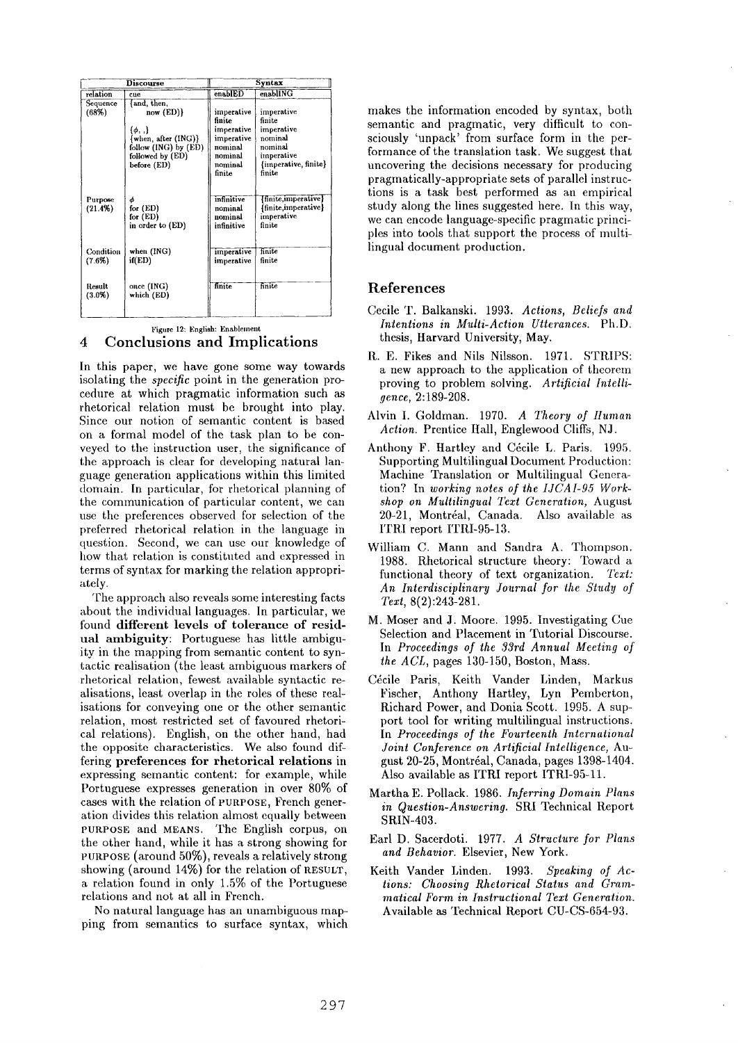| Discourse | | Syntax | |
|---|---|---|---|
| relation | cue | enablED | enablING |
| Sequence (68%) | {and, then, now (ED)} | imperative | imperative |
| | | finite | finite |
| | {ϕ, ,} | imperative | imperative |
| | {when, after (ING)} | imperative | nominal |
| | follow (ING) by (ED) | nominal | nominal |
| | followed by (ED) | nominal | imperative |
| | before (ED) | nominal | {imperative, finite} |
| | | finite | finite |
| Purpose (21.4%) | ϕ | infinitive | {finite,imperative} |
| | for (ED) | nominal | {finite,imperative} |
| | for (ED) | nominal | imperative |
| | in order to (ED) | infinitive | finite |
| Condition (7.6%) | when (ING) | imperative | finite |
| | if(ED) | imperative | finite |
| Result (3.0%) | once (ING) | finite | finite |
| | which (ED) | | |

Figure 12: English: Enablement

## 4 Conclusions and Implications

In this paper, we have gone some way towards isolating the *specific* point in the generation procedure at which pragmatic information such as rhetorical relation must be brought into play. Since our notion of semantic content is based on a formal model of the task plan to be conveyed to the instruction user, the significance of the approach is clear for developing natural language generation applications within this limited domain. In particular, for rhetorical planning of the communication of particular content, we can use the preferences observed for selection of the preferred rhetorical relation in the language in question. Second, we can use our knowledge of how that relation is constituted and expressed in terms of syntax for marking the relation appropriately.

The approach also reveals some interesting facts about the individual languages. In particular, we found **different levels of tolerance of residual ambiguity**: Portuguese has little ambiguity in the mapping from semantic content to syntactic realisation (the least ambiguous markers of rhetorical relation, fewest available syntactic realisations, least overlap in the roles of these realisations for conveying one or the other semantic relation, most restricted set of favoured rhetorical relations). English, on the other hand, had the opposite characteristics. We also found differing **preferences for rhetorical relations** in expressing semantic content: for example, while Portuguese expresses generation in over 80% of cases with the relation of PURPOSE, French generation divides this relation almost equally between PURPOSE and MEANS. The English corpus, on the other hand, while it has a strong showing for PURPOSE (around 50%), reveals a relatively strong showing (around 14%) for the relation of RESULT, a relation found in only 1.5% of the Portuguese relations and not at all in French.

No natural language has an unambiguous mapping from semantics to surface syntax, which makes the information encoded by syntax, both semantic and pragmatic, very difficult to consciously 'unpack' from surface form in the performance of the translation task. We suggest that uncovering the decisions necessary for producing pragmatically-appropriate sets of parallel instructions is a task best performed as an empirical study along the lines suggested here. In this way, we can encode language-specific pragmatic principles into tools that support the process of multilingual document production.

## References

Cecile T. Balkanski. 1993. *Actions, Beliefs and Intentions in Multi-Action Utterances.* Ph.D. thesis, Harvard University, May.

R. E. Fikes and Nils Nilsson. 1971. STRIPS: a new approach to the application of theorem proving to problem solving. *Artificial Intelligence*, 2:189-208.

Alvin I. Goldman. 1970. *A Theory of Human Action.* Prentice Hall, Englewood Cliffs, NJ.

Anthony F. Hartley and Cécile L. Paris. 1995. Supporting Multilingual Document Production: Machine Translation or Multilingual Generation? In *working notes of the IJCAI-95 Workshop on Multilingual Text Generation*, August 20-21, Montréal, Canada. Also available as ITRI report ITRI-95-13.

William C. Mann and Sandra A. Thompson. 1988. Rhetorical structure theory: Toward a functional theory of text organization. *Text: An Interdisciplinary Journal for the Study of Text*, 8(2):243-281.

M. Moser and J. Moore. 1995. Investigating Cue Selection and Placement in Tutorial Discourse. In *Proceedings of the 33rd Annual Meeting of the ACL*, pages 130-150, Boston, Mass.

Cécile Paris, Keith Vander Linden, Markus Fischer, Anthony Hartley, Lyn Pemberton, Richard Power, and Donia Scott. 1995. A support tool for writing multilingual instructions. In *Proceedings of the Fourteenth International Joint Conference on Artificial Intelligence*, August 20-25, Montréal, Canada, pages 1398-1404. Also available as ITRI report ITRI-95-11.

Martha E. Pollack. 1986. *Inferring Domain Plans in Question-Answering.* SRI Technical Report SRIN-403.

Earl D. Sacerdoti. 1977. *A Structure for Plans and Behavior.* Elsevier, New York.

Keith Vander Linden. 1993. *Speaking of Actions: Choosing Rhetorical Status and Grammatical Form in Instructional Text Generation.* Available as Technical Report CU-CS-654-93.